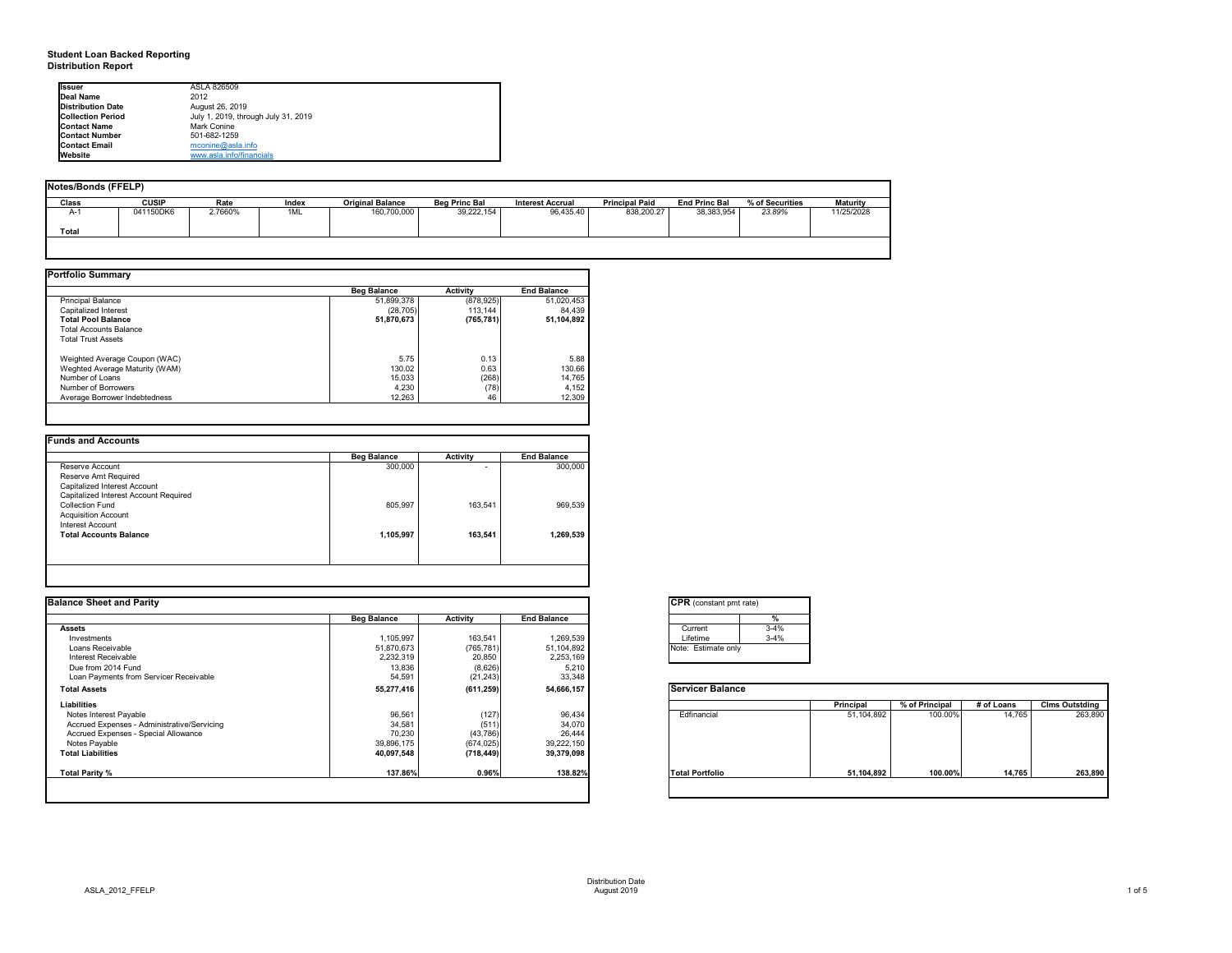# Student Loan Backed Reporting
## Distribution Report

| | |
|---|---|
| **Issuer** | ASLA 826509 |
| **Deal Name** | 2012 |
| **Distribution Date** | August 26, 2019 |
| **Collection Period** | July 1, 2019, through July 31, 2019 |
| **Contact Name** | Mark Conine |
| **Contact Number** | 501-682-1259 |
| **Contact Email** | mconine@asla.info |
| **Website** | www.asla.info/financials |

### Notes/Bonds (FFELP)

| Class | CUSIP | Rate | Index | Original Balance | Beg Princ Bal | Interest Accrual | Principal Paid | End Princ Bal | % of Securities | Maturity |
|---|---|---|---|---|---|---|---|---|---|---|
| A-1 | 041150DK6 | 2.7660% | 1ML | 160,700,000 | 39,222,154 | 96,435.40 | 838,200.27 | 38,383,954 | 23.89% | 11/25/2028 |
| **Total** | | | | | | | | | | |

### Portfolio Summary

| | Beg Balance | Activity | End Balance |
|---|---|---|---|
| Principal Balance | 51,899,378 | (878,925) | 51,020,453 |
| Capitalized Interest | (28,705) | 113,144 | 84,439 |
| **Total Pool Balance** | **51,870,673** | **(765,781)** | **51,104,892** |
| Total Accounts Balance | | | |
| Total Trust Assets | | | |
| | | | |
| Weighted Average Coupon (WAC) | 5.75 | 0.13 | 5.88 |
| Weghted Average Maturity (WAM) | 130.02 | 0.63 | 130.66 |
| Number of Loans | 15,033 | (268) | 14,765 |
| Number of Borrowers | 4,230 | (78) | 4,152 |
| Average Borrower Indebtedness | 12,263 | 46 | 12,309 |

### Funds and Accounts

| | Beg Balance | Activity | End Balance |
|---|---|---|---|
| Reserve Account | 300,000 | - | 300,000 |
| Reserve Amt Required | | | |
| Capitalized Interest Account | | | |
| Capitalized Interest Account Required | | | |
| Collection Fund | 805,997 | 163,541 | 969,539 |
| Acquisition Account | | | |
| Interest Account | | | |
| **Total Accounts Balance** | **1,105,997** | **163,541** | **1,269,539** |

### Balance Sheet and Parity

| | Beg Balance | Activity | End Balance |
|---|---|---|---|
| **Assets** | | | |
| Investments | 1,105,997 | 163,541 | 1,269,539 |
| Loans Receivable | 51,870,673 | (765,781) | 51,104,892 |
| Interest Receivable | 2,232,319 | 20,850 | 2,253,169 |
| Due from 2014 Fund | 13,836 | (8,626) | 5,210 |
| Loan Payments from Servicer Receivable | 54,591 | (21,243) | 33,348 |
| **Total Assets** | **55,277,416** | **(611,259)** | **54,666,157** |
| **Liabilities** | | | |
| Notes Interest Payable | 96,561 | (127) | 96,434 |
| Accrued Expenses - Administrative/Servicing | 34,581 | (511) | 34,070 |
| Accrued Expenses - Special Allowance | 70,230 | (43,786) | 26,444 |
| Notes Payable | 39,896,175 | (674,025) | 39,222,150 |
| **Total Liabilities** | **40,097,548** | **(718,449)** | **39,379,098** |
| | | | |
| **Total Parity %** | **137.86%** | **0.96%** | **138.82%** |

### CPR (constant pmt rate)

| | % |
|---|---|
| Current | 3-4% |
| Lifetime | 3-4% |

Note: Estimate only

### Servicer Balance

| | Principal | % of Principal | # of Loans | Clms Outstding |
|---|---|---|---|---|
| Edfinancial | 51,104,892 | 100.00% | 14,765 | 263,890 |
| **Total Portfolio** | **51,104,892** | **100.00%** | **14,765** | **263,890** |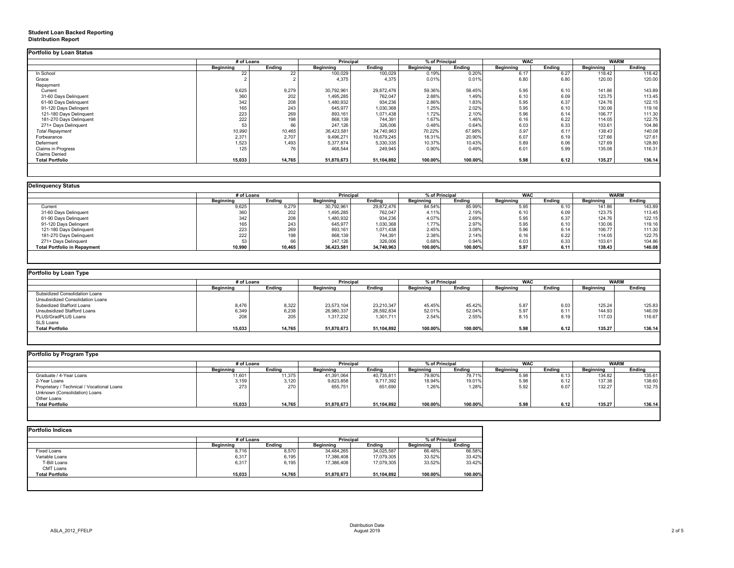**Student Loan Backed Reporting**
**Distribution Report**

**Portfolio by Loan Status**

| | # of Loans | | Principal | | % of Principal | | WAC | | WARM | |
|---|---|---|---|---|---|---|---|---|---|---|
| | Beginning | Ending | Beginning | Ending | Beginning | Ending | Beginning | Ending | Beginning | Ending |
| In School | 22 | 22 | 100,029 | 100,029 | 0.19% | 0.20% | 6.17 | 6.27 | 118.42 | 118.42 |
| Grace | 2 | 2 | 4,375 | 4,375 | 0.01% | 0.01% | 6.80 | 6.80 | 120.00 | 120.00 |
| Repayment | | | | | | | | | | |
| Current | 9,625 | 9,279 | 30,792,961 | 29,872,476 | 59.36% | 58.45% | 5.95 | 6.10 | 141.86 | 143.89 |
| 31-60 Days Delinquent | 360 | 202 | 1,495,285 | 762,047 | 2.88% | 1.49% | 6.10 | 6.09 | 123.75 | 113.45 |
| 61-90 Days Delinquent | 342 | 208 | 1,480,932 | 934,236 | 2.86% | 1.83% | 5.95 | 6.37 | 124.76 | 122.15 |
| 91-120 Days Delinqent | 165 | 243 | 645,977 | 1,030,368 | 1.25% | 2.02% | 5.95 | 6.10 | 130.06 | 119.16 |
| 121-180 Days Delinquent | 223 | 269 | 893,161 | 1,071,438 | 1.72% | 2.10% | 5.96 | 6.14 | 106.77 | 111.30 |
| 181-270 Days Delinquent | 222 | 198 | 868,139 | 744,391 | 1.67% | 1.46% | 6.16 | 6.22 | 114.05 | 122.75 |
| 271+ Days Delinquent | 53 | 66 | 247,126 | 326,006 | 0.48% | 0.64% | 6.03 | 6.33 | 103.61 | 104.86 |
| *Total Repayment* | *10,990* | *10,465* | *36,423,581* | *34,740,963* | *70.22%* | *67.98%* | *5.97* | *6.11* | *138.43* | *140.08* |
| Forbearance | 2,371 | 2,707 | 9,496,271 | 10,679,245 | 18.31% | 20.90% | 6.07 | 6.19 | 127.66 | 127.61 |
| Deferment | 1,523 | 1,493 | 5,377,874 | 5,330,335 | 10.37% | 10.43% | 5.89 | 6.06 | 127.69 | 128.80 |
| Claims in Progress | 125 | 76 | 468,544 | 249,945 | 0.90% | 0.49% | 6.01 | 5.99 | 135.08 | 116.31 |
| Claims Denied | | | | | | | | | | |
| **Total Portfolio** | **15,033** | **14,765** | **51,870,673** | **51,104,892** | **100.00%** | **100.00%** | **5.98** | **6.12** | **135.27** | **136.14** |

**Delinquency Status**

| | # of Loans | | Principal | | % of Principal | | WAC | | WARM | |
|---|---|---|---|---|---|---|---|---|---|---|
| | Beginning | Ending | Beginning | Ending | Beginning | Ending | Beginning | Ending | Beginning | Ending |
| Current | 9,625 | 9,279 | 30,792,961 | 29,872,476 | 84.54% | 85.99% | 5.95 | 6.10 | 141.86 | 143.89 |
| 31-60 Days Delinquent | 360 | 202 | 1,495,285 | 762,047 | 4.11% | 2.19% | 6.10 | 6.09 | 123.75 | 113.45 |
| 61-90 Days Delinquent | 342 | 208 | 1,480,932 | 934,236 | 4.07% | 2.69% | 5.95 | 6.37 | 124.76 | 122.15 |
| 91-120 Days Delinqent | 165 | 243 | 645,977 | 1,030,368 | 1.77% | 2.97% | 5.95 | 6.10 | 130.06 | 119.16 |
| 121-180 Days Delinquent | 223 | 269 | 893,161 | 1,071,438 | 2.45% | 3.08% | 5.96 | 6.14 | 106.77 | 111.30 |
| 181-270 Days Delinquent | 222 | 198 | 868,139 | 744,391 | 2.38% | 2.14% | 6.16 | 6.22 | 114.05 | 122.75 |
| 271+ Days Delinquent | 53 | 66 | 247,126 | 326,006 | 0.68% | 0.94% | 6.03 | 6.33 | 103.61 | 104.86 |
| **Total Portfolio in Repayment** | **10,990** | **10,465** | **36,423,581** | **34,740,963** | **100.00%** | **100.00%** | **5.97** | **6.11** | **138.43** | **140.08** |

**Portfolio by Loan Type**

| | # of Loans | | Principal | | % of Principal | | WAC | | WARM | |
|---|---|---|---|---|---|---|---|---|---|---|
| | Beginning | Ending | Beginning | Ending | Beginning | Ending | Beginning | Ending | Beginning | Ending |
| Subsidized Consolidation Loans | | | | | | | | | | |
| Unsubsidized Consolidation Loans | | | | | | | | | | |
| Subsidized Stafford Loans | 8,476 | 8,322 | 23,573,104 | 23,210,347 | 45.45% | 45.42% | 5.87 | 6.03 | 125.24 | 125.83 |
| Unsubsidized Stafford Loans | 6,349 | 6,238 | 26,980,337 | 26,592,834 | 52.01% | 52.04% | 5.97 | 6.11 | 144.93 | 146.09 |
| PLUS/GradPLUS Loans | 208 | 205 | 1,317,232 | 1,301,711 | 2.54% | 2.55% | 8.15 | 8.19 | 117.03 | 116.67 |
| SLS Loans | | | | | | | | | | |
| **Total Portfolio** | **15,033** | **14,765** | **51,870,673** | **51,104,892** | **100.00%** | **100.00%** | **5.98** | **6.12** | **135.27** | **136.14** |

**Portfolio by Program Type**

| | # of Loans | | Principal | | % of Principal | | WAC | | WARM | |
|---|---|---|---|---|---|---|---|---|---|---|
| | Beginning | Ending | Beginning | Ending | Beginning | Ending | Beginning | Ending | Beginning | Ending |
| Graduate / 4-Year Loans | 11,601 | 11,375 | 41,391,064 | 40,735,811 | 79.80% | 79.71% | 5.98 | 6.13 | 134.82 | 135.61 |
| 2-Year Loans | 3,159 | 3,120 | 9,823,858 | 9,717,392 | 18.94% | 19.01% | 5.98 | 6.12 | 137.38 | 138.60 |
| Proprietary / Technical / Vocational Loans | 273 | 270 | 655,751 | 651,690 | 1.26% | 1.28% | 5.92 | 6.07 | 132.27 | 132.75 |
| Unknown (Consolidation) Loans | | | | | | | | | | |
| Other Loans | | | | | | | | | | |
| **Total Portfolio** | **15,033** | **14,765** | **51,870,673** | **51,104,892** | **100.00%** | **100.00%** | **5.98** | **6.12** | **135.27** | **136.14** |

**Portfolio Indices**

| | # of Loans | | Principal | | % of Principal | |
|---|---|---|---|---|---|---|
| | Beginning | Ending | Beginning | Ending | Beginning | Ending |
| Fixed Loans | 8,716 | 8,570 | 34,484,265 | 34,025,587 | 66.48% | 66.58% |
| Variable Loans | 6,317 | 6,195 | 17,386,408 | 17,079,305 | 33.52% | 33.42% |
| T-Bill Loans | 6,317 | 6,195 | 17,386,408 | 17,079,305 | 33.52% | 33.42% |
| CMT Loans | | | | | | |
| **Total Portfolio** | **15,033** | **14,765** | **51,870,673** | **51,104,892** | **100.00%** | **100.00%** |

ASLA_2012_FFELP

Distribution Date
August 2019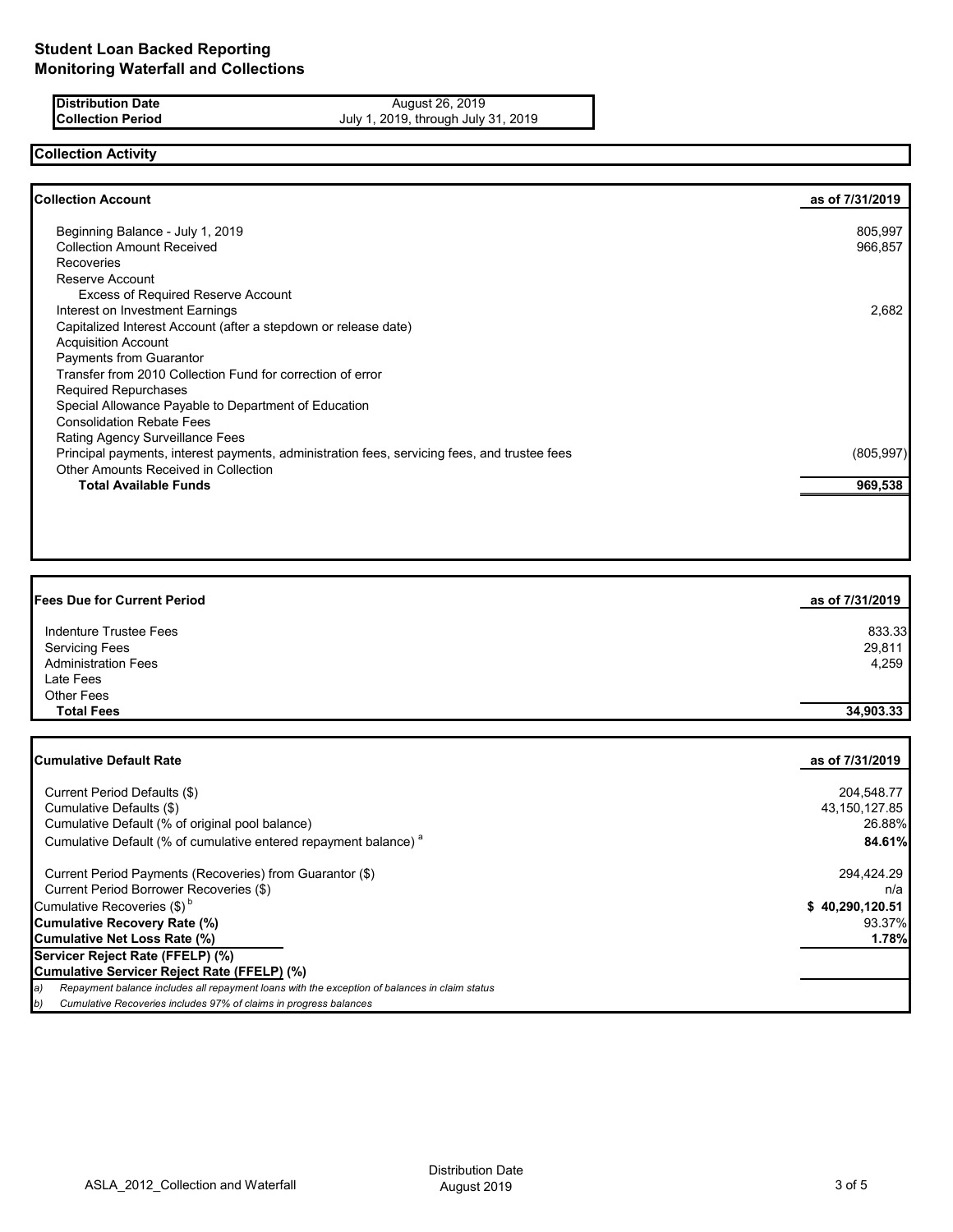# Student Loan Backed Reporting
# Monitoring Waterfall and Collections

| | |
|---|---|
| **Distribution Date** | August 26, 2019 |
| **Collection Period** | July 1, 2019, through July 31, 2019 |

## Collection Activity

| **Collection Account** | **as of 7/31/2019** |
|---|---|
| Beginning Balance - July 1, 2019 | 805,997 |
| Collection Amount Received | 966,857 |
| Recoveries | |
| Reserve Account | |
| Excess of Required Reserve Account | |
| Interest on Investment Earnings | 2,682 |
| Capitalized Interest Account (after a stepdown or release date) | |
| Acquisition Account | |
| Payments from Guarantor | |
| Transfer from 2010 Collection Fund for correction of error | |
| Required Repurchases | |
| Special Allowance Payable to Department of Education | |
| Consolidation Rebate Fees | |
| Rating Agency Surveillance Fees | |
| Principal payments, interest payments, administration fees, servicing fees, and trustee fees | (805,997) |
| Other Amounts Received in Collection | |
| **Total Available Funds** | **969,538** |

| **Fees Due for Current Period** | **as of 7/31/2019** |
|---|---|
| Indenture Trustee Fees | 833.33 |
| Servicing Fees | 29,811 |
| Administration Fees | 4,259 |
| Late Fees | |
| Other Fees | |
| **Total Fees** | **34,903.33** |

| **Cumulative Default Rate** | **as of 7/31/2019** |
|---|---|
| Current Period Defaults ($) | 204,548.77 |
| Cumulative Defaults ($) | 43,150,127.85 |
| Cumulative Default (% of original pool balance) | 26.88% |
| Cumulative Default (% of cumulative entered repayment balance) [a] | **84.61%** |
| Current Period Payments (Recoveries) from Guarantor ($) | 294,424.29 |
| Current Period Borrower Recoveries ($) | n/a |
| Cumulative Recoveries ($) [b] | **$ 40,290,120.51** |
| **Cumulative Recovery Rate (%)** | 93.37% |
| **Cumulative Net Loss Rate (%)** | **1.78%** |
| **Servicer Reject Rate (FFELP) (%)** | |
| **Cumulative Servicer Reject Rate (FFELP) (%)** | |

*a) Repayment balance includes all repayment loans with the exception of balances in claim status*

*b) Cumulative Recoveries includes 97% of claims in progress balances*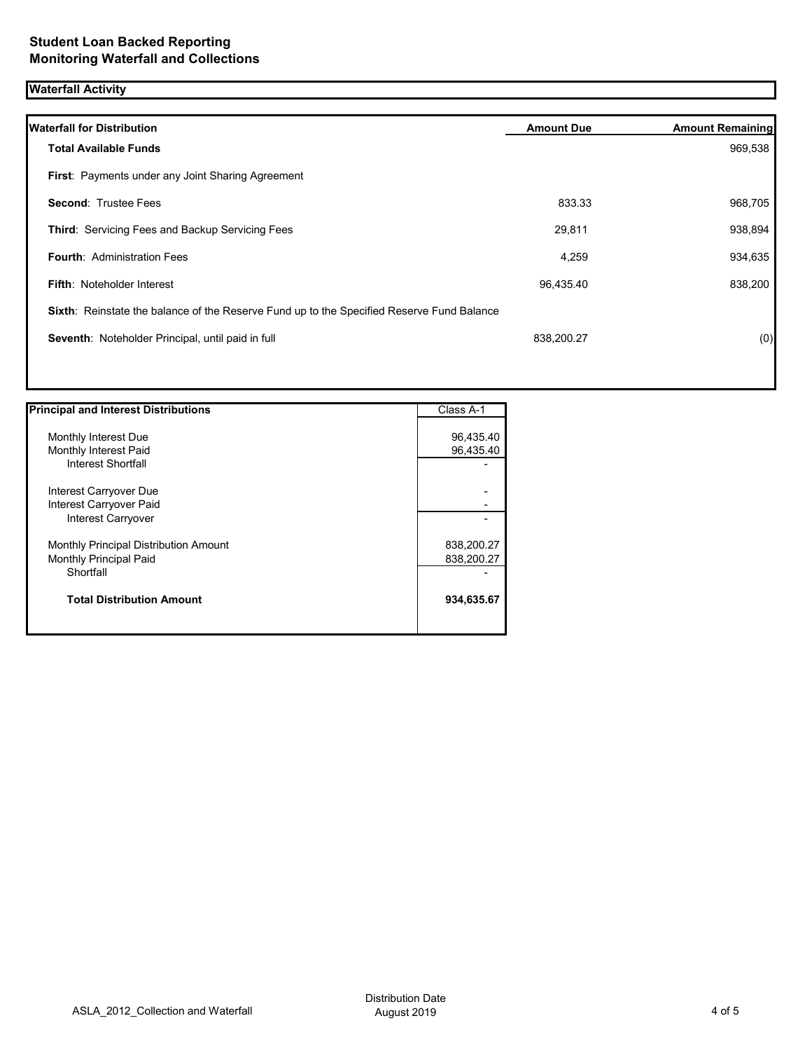# Student Loan Backed Reporting
# Monitoring Waterfall and Collections

## Waterfall Activity

| Waterfall for Distribution | Amount Due | Amount Remaining |
|---|---|---|
| **Total Available Funds** | | 969,538 |
| **First**: Payments under any Joint Sharing Agreement | | |
| **Second**: Trustee Fees | 833.33 | 968,705 |
| **Third**: Servicing Fees and Backup Servicing Fees | 29,811 | 938,894 |
| **Fourth**: Administration Fees | 4,259 | 934,635 |
| **Fifth**: Noteholder Interest | 96,435.40 | 838,200 |
| **Sixth**: Reinstate the balance of the Reserve Fund up to the Specified Reserve Fund Balance | | |
| **Seventh**: Noteholder Principal, until paid in full | 838,200.27 | (0) |

| Principal and Interest Distributions | Class A-1 |
|---|---|
| Monthly Interest Due | 96,435.40 |
| Monthly Interest Paid | 96,435.40 |
| Interest Shortfall | - |
| Interest Carryover Due | - |
| Interest Carryover Paid | - |
| Interest Carryover | - |
| Monthly Principal Distribution Amount | 838,200.27 |
| Monthly Principal Paid | 838,200.27 |
| Shortfall | - |
| **Total Distribution Amount** | **934,635.67** |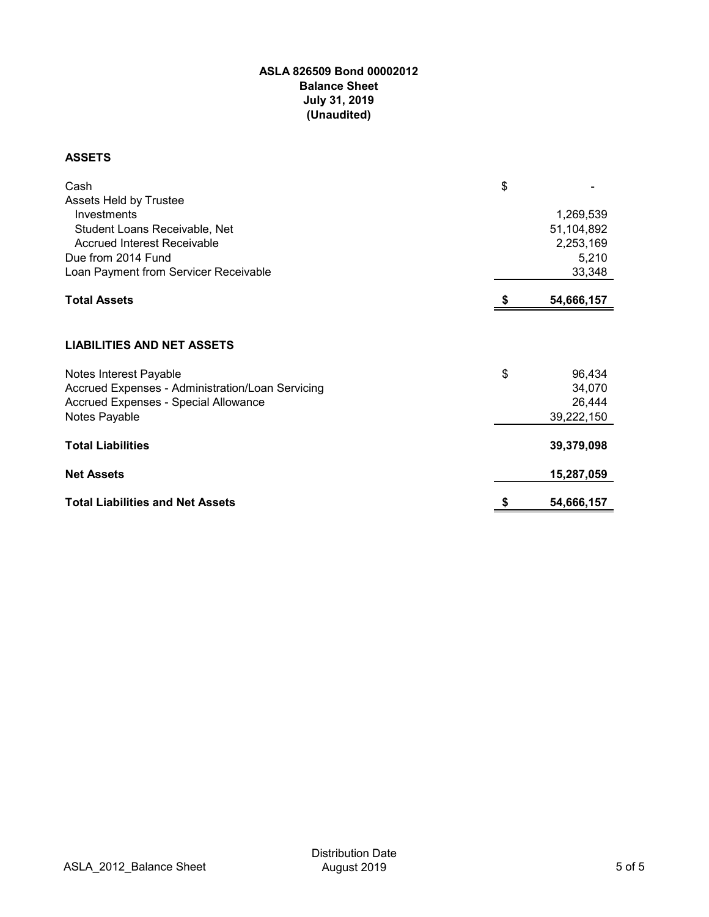**ASLA 826509 Bond 00002012**
**Balance Sheet**
**July 31, 2019**
**(Unaudited)**

**ASSETS**

| | | |
|---|---|---|
| Cash | $ | - |
| Assets Held by Trustee | | |
| Investments | | 1,269,539 |
| Student Loans Receivable, Net | | 51,104,892 |
| Accrued Interest Receivable | | 2,253,169 |
| Due from 2014 Fund | | 5,210 |
| Loan Payment from Servicer Receivable | | 33,348 |
| **Total Assets** | **$** | **54,666,157** |

**LIABILITIES AND NET ASSETS**

| | | |
|---|---|---|
| Notes Interest Payable | $ | 96,434 |
| Accrued Expenses - Administration/Loan Servicing | | 34,070 |
| Accrued Expenses - Special Allowance | | 26,444 |
| Notes Payable | | 39,222,150 |
| **Total Liabilities** | | **39,379,098** |
| **Net Assets** | | **15,287,059** |
| **Total Liabilities and Net Assets** | **$** | **54,666,157** |

ASLA_2012_Balance Sheet

Distribution Date
August 2019